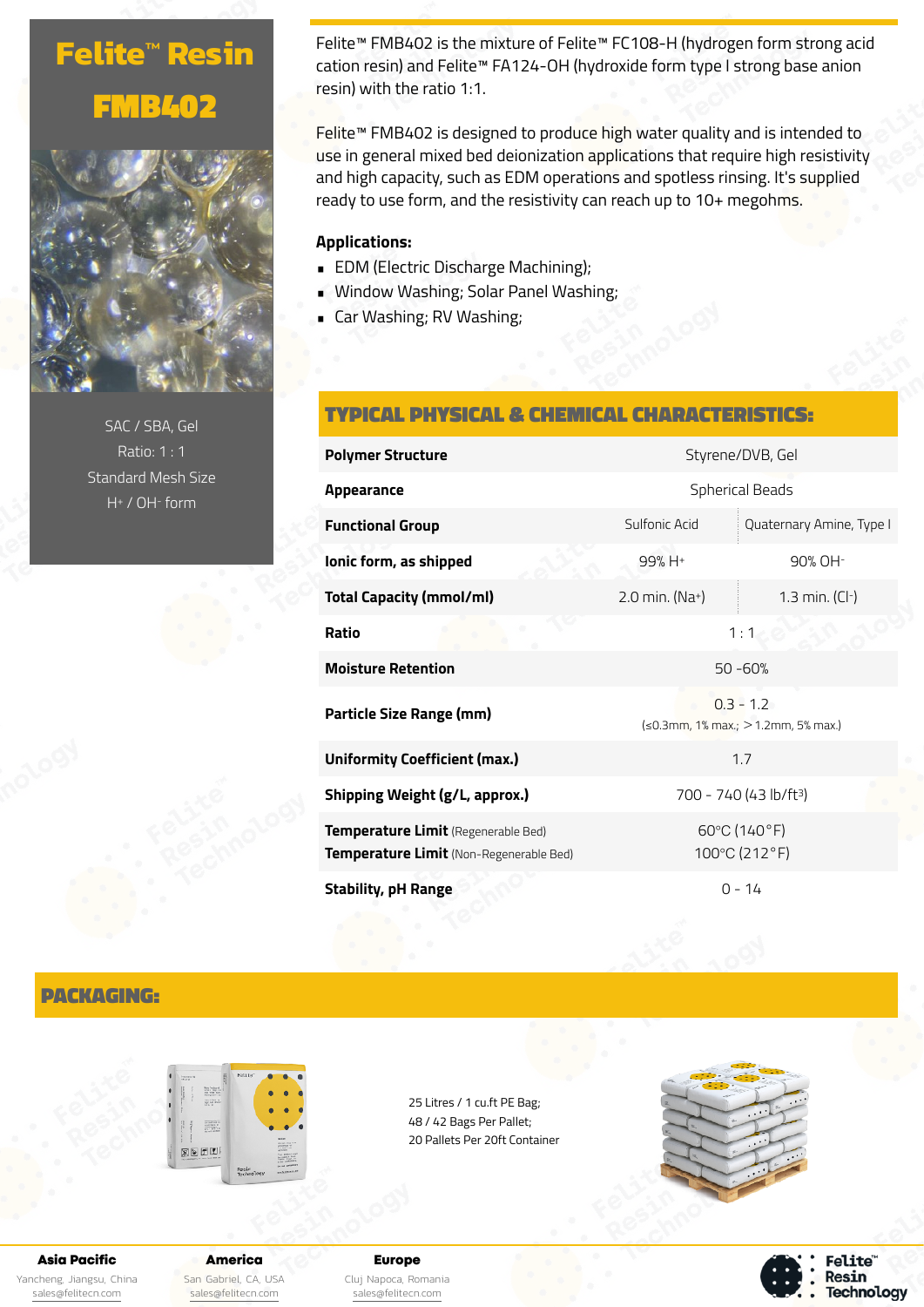# Felite™ Resin FMB402

SAC / SBA, Gel
Ratio: 1 : 1
Standard Mesh Size
$H^+$ / $OH^-$ form

Felite™ FMB402 is the mixture of Felite™ FC108-H (hydrogen form strong acid cation resin) and Felite™ FA124-OH (hydroxide form type I strong base anion resin) with the ratio 1:1.

Felite™ FMB402 is designed to produce high water quality and is intended to use in general mixed bed deionization applications that require high resistivity and high capacity, such as EDM operations and spotless rinsing. It's supplied ready to use form, and the resistivity can reach up to 10+ megohms.

**Applications:**

- EDM (Electric Discharge Machining);
- Window Washing; Solar Panel Washing;
- Car Washing; RV Washing;

## TYPICAL PHYSICAL & CHEMICAL CHARACTERISTICS:

| | | |
|---|---|---|
| **Polymer Structure** | Styrene/DVB, Gel | |
| **Appearance** | Spherical Beads | |
| **Functional Group** | Sulfonic Acid | Quaternary Amine, Type I |
| **Ionic form, as shipped** | 99% $H^+$ | 90% $OH^-$ |
| **Total Capacity (mmol/ml)** | 2.0 min. ($Na^+$) | 1.3 min. ($Cl^-$) |
| **Ratio** | 1 : 1 | |
| **Moisture Retention** | 50 -60% | |
| **Particle Size Range (mm)** | 0.3 - 1.2 (≤0.3mm, 1% max.; ＞1.2mm, 5% max.) | |
| **Uniformity Coefficient (max.)** | 1.7 | |
| **Shipping Weight (g/L, approx.)** | 700 - 740 (43 lb/ft³) | |
| **Temperature Limit** (Regenerable Bed) | 60°C (140°F) | |
| **Temperature Limit** (Non-Regenerable Bed) | 100°C (212°F) | |
| **Stability, pH Range** | 0 - 14 | |

## PACKAGING:

25 Litres / 1 cu.ft PE Bag;
48 / 42 Bags Per Pallet;
20 Pallets Per 20ft Container

**Asia Pacific**
Yancheng, Jiangsu, China
sales@felitecn.com

**America**
San Gabriel, CA, USA
sales@felitecn.com

**Europe**
Cluj Napoca, Romania
sales@felitecn.com

Felite™ Resin Technology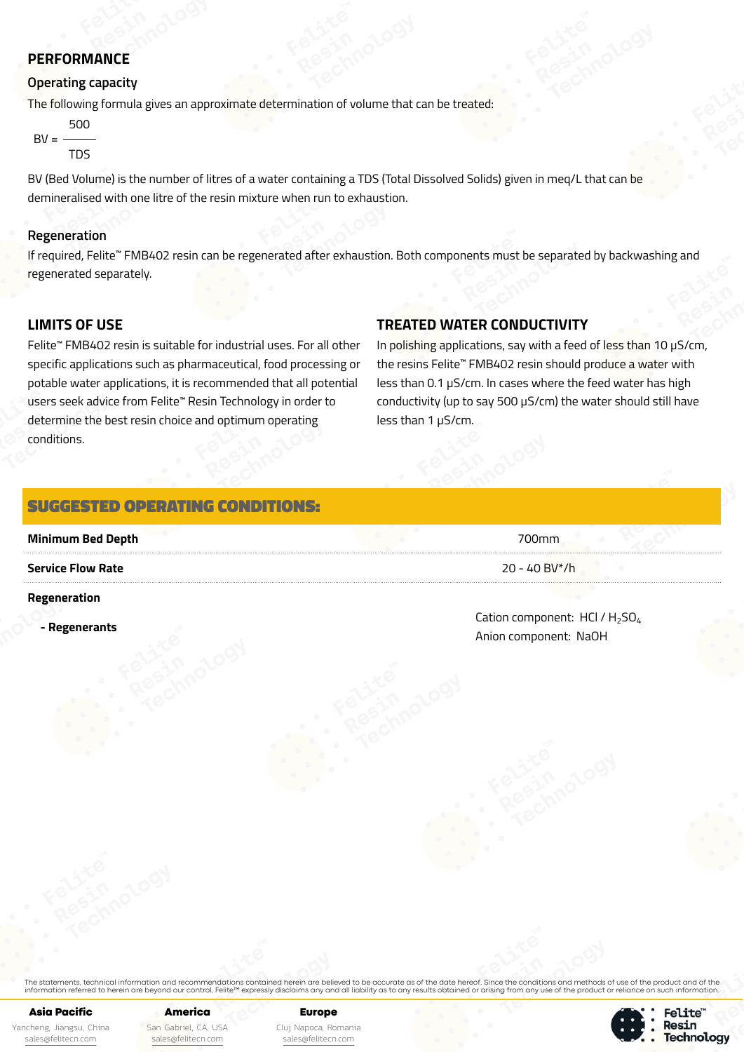## PERFORMANCE

### Operating capacity

The following formula gives an approximate determination of volume that can be treated:

$$BV = \frac{500}{TDS}$$

BV (Bed Volume) is the number of litres of a water containing a TDS (Total Dissolved Solids) given in meq/L that can be demineralised with one litre of the resin mixture when run to exhaustion.

### Regeneration

If required, Felite™ FMB402 resin can be regenerated after exhaustion. Both components must be separated by backwashing and regenerated separately.

## LIMITS OF USE

Felite™ FMB402 resin is suitable for industrial uses. For all other specific applications such as pharmaceutical, food processing or potable water applications, it is recommended that all potential users seek advice from Felite™ Resin Technology in order to determine the best resin choice and optimum operating conditions.

## TREATED WATER CONDUCTIVITY

In polishing applications, say with a feed of less than 10 μS/cm, the resins Felite™ FMB402 resin should produce a water with less than 0.1 μS/cm. In cases where the feed water has high conductivity (up to say 500 μS/cm) the water should still have less than 1 μS/cm.

## SUGGESTED OPERATING CONDITIONS:

| | |
|---|---|
| **Minimum Bed Depth** | 700mm |
| **Service Flow Rate** | 20 - 40 BV*/h |
| **Regeneration** | |
| **- Regenerants** | Cation component: HCl / $H_2SO_4$<br>Anion component: NaOH |

The statements, technical information and recommendations contained herein are believed to be accurate as of the date hereof. Since the conditions and methods of use of the product and of the information referred to herein are beyond our control, Felite™ expressly disclaims any and all liability as to any results obtained or arising from any use of the product or reliance on such information.

**Asia Pacific**
Yancheng, Jiangsu, China
sales@felitecn.com

**America**
San Gabriel, CA, USA
sales@felitecn.com

**Europe**
Cluj Napoca, Romania
sales@felitecn.com

Felite™ Resin Technology